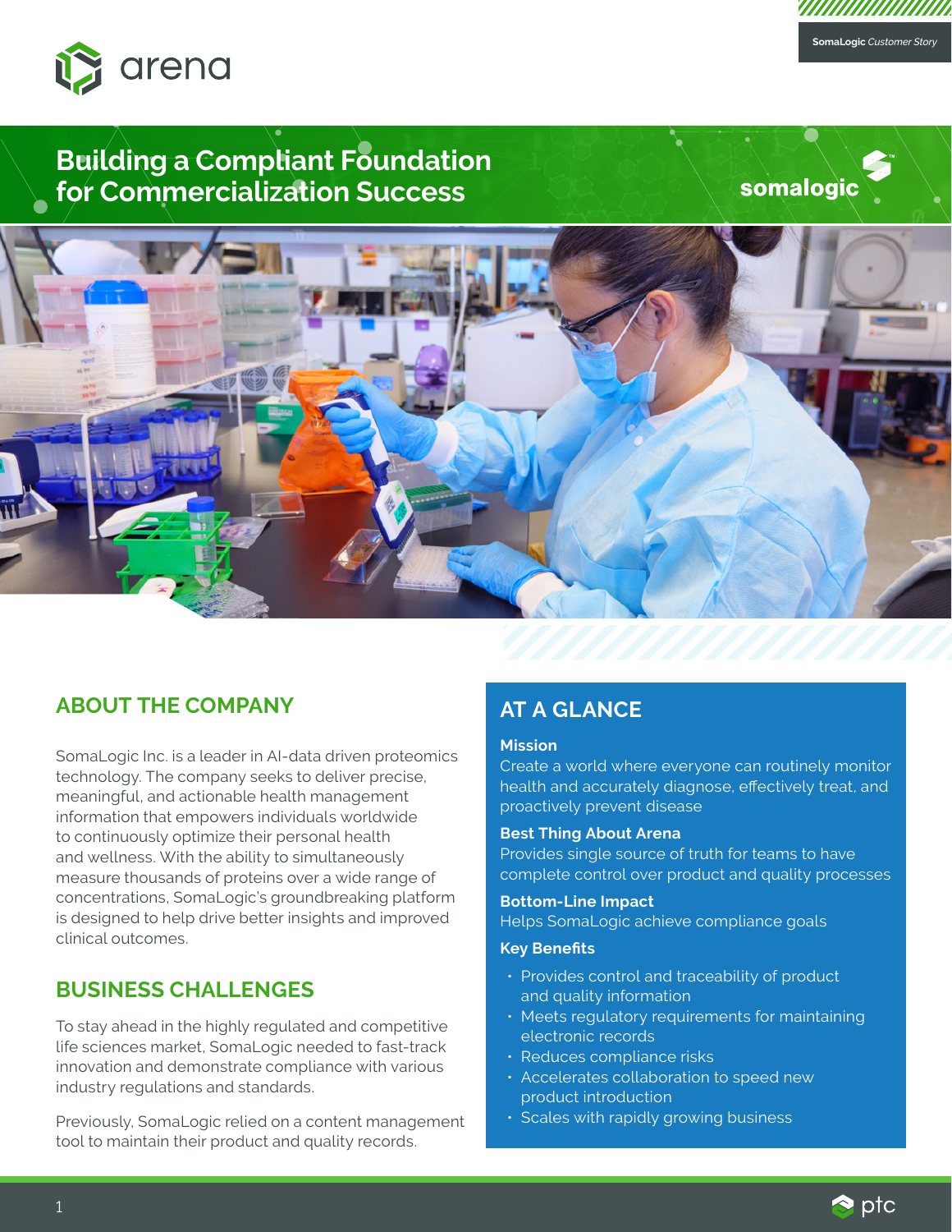arena

SomaLogic *Customer Story*

# Building a Compliant Foundation for Commercialization Success

somalogic

## ABOUT THE COMPANY

SomaLogic Inc. is a leader in AI-data driven proteomics technology. The company seeks to deliver precise, meaningful, and actionable health management information that empowers individuals worldwide to continuously optimize their personal health and wellness. With the ability to simultaneously measure thousands of proteins over a wide range of concentrations, SomaLogic's groundbreaking platform is designed to help drive better insights and improved clinical outcomes.

## BUSINESS CHALLENGES

To stay ahead in the highly regulated and competitive life sciences market, SomaLogic needed to fast-track innovation and demonstrate compliance with various industry regulations and standards.

Previously, SomaLogic relied on a content management tool to maintain their product and quality records.

## AT A GLANCE

**Mission**
Create a world where everyone can routinely monitor health and accurately diagnose, effectively treat, and proactively prevent disease

**Best Thing About Arena**
Provides single source of truth for teams to have complete control over product and quality processes

**Bottom-Line Impact**
Helps SomaLogic achieve compliance goals

**Key Benefits**

- Provides control and traceability of product and quality information
- Meets regulatory requirements for maintaining electronic records
- Reduces compliance risks
- Accelerates collaboration to speed new product introduction
- Scales with rapidly growing business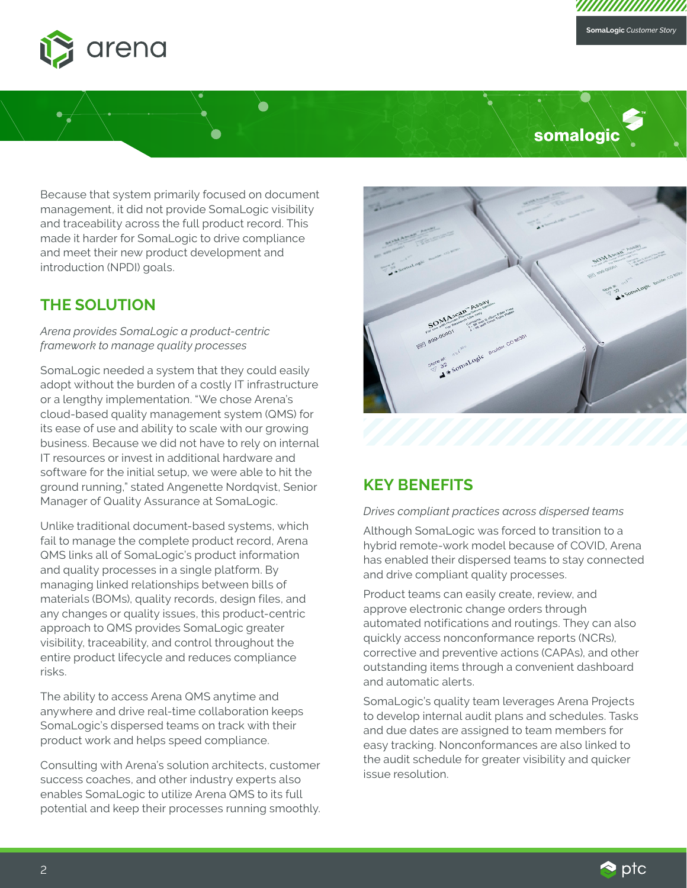Because that system primarily focused on document management, it did not provide SomaLogic visibility and traceability across the full product record. This made it harder for SomaLogic to drive compliance and meet their new product development and introduction (NPDI) goals.

## THE SOLUTION

*Arena provides SomaLogic a product-centric framework to manage quality processes*

SomaLogic needed a system that they could easily adopt without the burden of a costly IT infrastructure or a lengthy implementation. "We chose Arena's cloud-based quality management system (QMS) for its ease of use and ability to scale with our growing business. Because we did not have to rely on internal IT resources or invest in additional hardware and software for the initial setup, we were able to hit the ground running," stated Angenette Nordqvist, Senior Manager of Quality Assurance at SomaLogic.

Unlike traditional document-based systems, which fail to manage the complete product record, Arena QMS links all of SomaLogic's product information and quality processes in a single platform. By managing linked relationships between bills of materials (BOMs), quality records, design files, and any changes or quality issues, this product-centric approach to QMS provides SomaLogic greater visibility, traceability, and control throughout the entire product lifecycle and reduces compliance risks.

The ability to access Arena QMS anytime and anywhere and drive real-time collaboration keeps SomaLogic's dispersed teams on track with their product work and helps speed compliance.

Consulting with Arena's solution architects, customer success coaches, and other industry experts also enables SomaLogic to utilize Arena QMS to its full potential and keep their processes running smoothly.

## KEY BENEFITS

*Drives compliant practices across dispersed teams*

Although SomaLogic was forced to transition to a hybrid remote-work model because of COVID, Arena has enabled their dispersed teams to stay connected and drive compliant quality processes.

Product teams can easily create, review, and approve electronic change orders through automated notifications and routings. They can also quickly access nonconformance reports (NCRs), corrective and preventive actions (CAPAs), and other outstanding items through a convenient dashboard and automatic alerts.

SomaLogic's quality team leverages Arena Projects to develop internal audit plans and schedules. Tasks and due dates are assigned to team members for easy tracking. Nonconformances are also linked to the audit schedule for greater visibility and quicker issue resolution.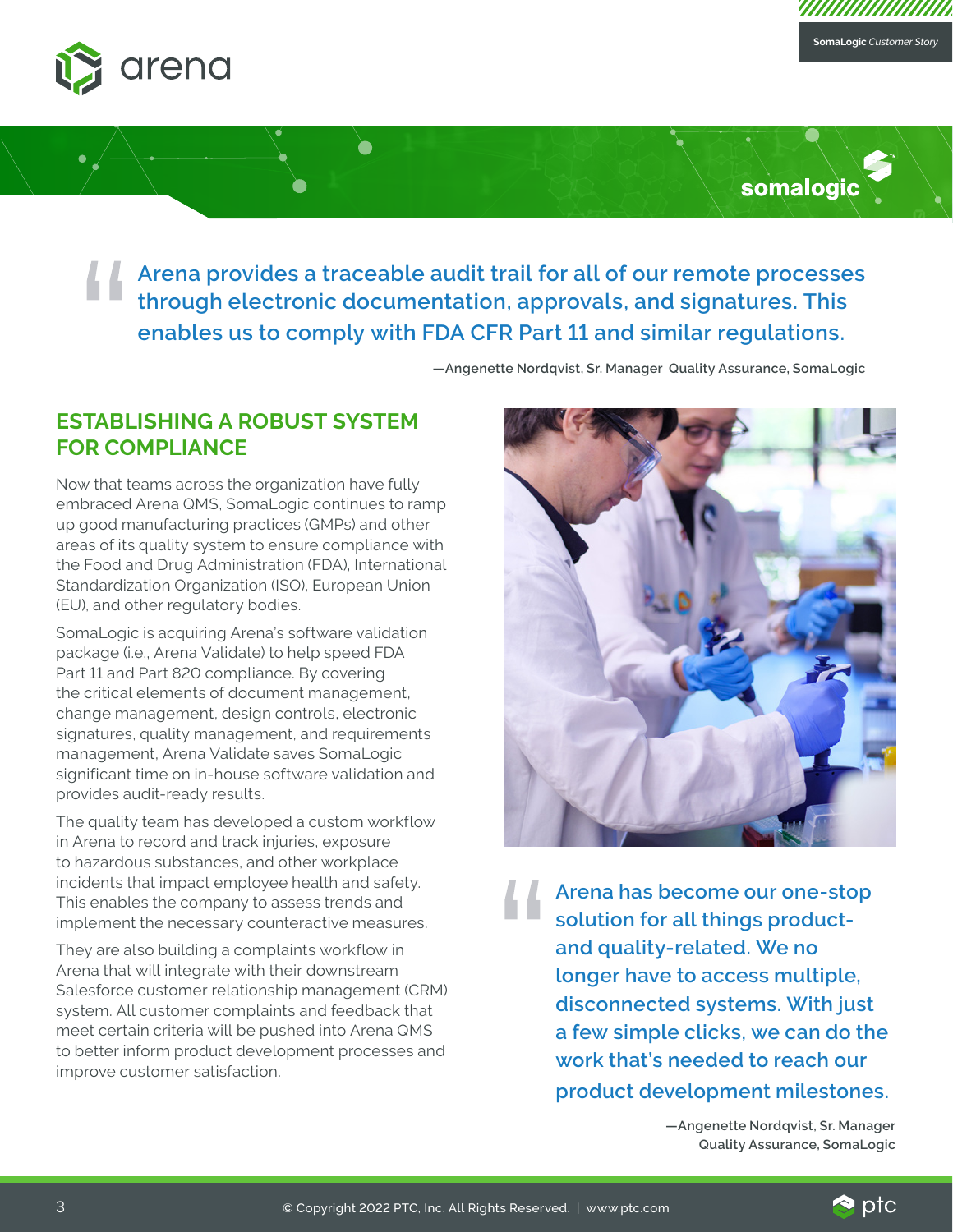> Arena provides a traceable audit trail for all of our remote processes through electronic documentation, approvals, and signatures. This enables us to comply with FDA CFR Part 11 and similar regulations.
>
> —Angenette Nordqvist, Sr. Manager Quality Assurance, SomaLogic

## ESTABLISHING A ROBUST SYSTEM FOR COMPLIANCE

Now that teams across the organization have fully embraced Arena QMS, SomaLogic continues to ramp up good manufacturing practices (GMPs) and other areas of its quality system to ensure compliance with the Food and Drug Administration (FDA), International Standardization Organization (ISO), European Union (EU), and other regulatory bodies.

SomaLogic is acquiring Arena's software validation package (i.e., Arena Validate) to help speed FDA Part 11 and Part 820 compliance. By covering the critical elements of document management, change management, design controls, electronic signatures, quality management, and requirements management, Arena Validate saves SomaLogic significant time on in-house software validation and provides audit-ready results.

The quality team has developed a custom workflow in Arena to record and track injuries, exposure to hazardous substances, and other workplace incidents that impact employee health and safety. This enables the company to assess trends and implement the necessary counteractive measures.

They are also building a complaints workflow in Arena that will integrate with their downstream Salesforce customer relationship management (CRM) system. All customer complaints and feedback that meet certain criteria will be pushed into Arena QMS to better inform product development processes and improve customer satisfaction.

> Arena has become our one-stop solution for all things product- and quality-related. We no longer have to access multiple, disconnected systems. With just a few simple clicks, we can do the work that's needed to reach our product development milestones.
>
> —Angenette Nordqvist, Sr. Manager Quality Assurance, SomaLogic

© Copyright 2022 PTC, Inc. All Rights Reserved. | www.ptc.com